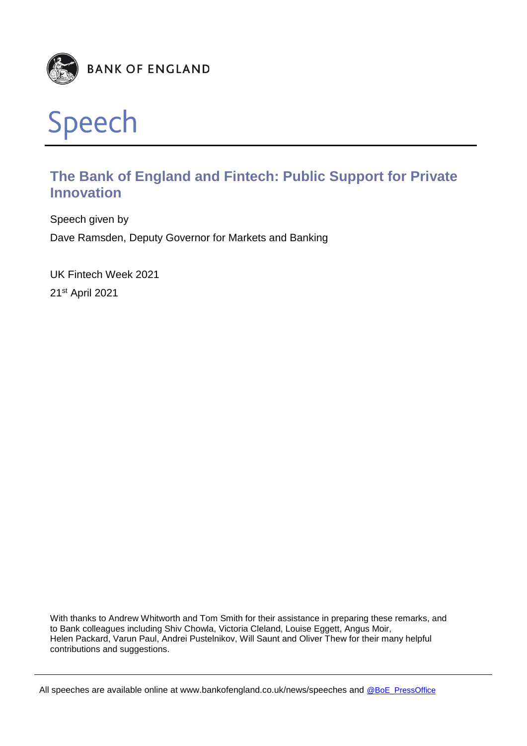BANK OF ENGLAND

# Speech

## The Bank of England and Fintech: Public Support for Private Innovation

Speech given by

Dave Ramsden, Deputy Governor for Markets and Banking

UK Fintech Week 2021

21st April 2021

With thanks to Andrew Whitworth and Tom Smith for their assistance in preparing these remarks, and to Bank colleagues including Shiv Chowla, Victoria Cleland, Louise Eggett, Angus Moir, Helen Packard, Varun Paul, Andrei Pustelnikov, Will Saunt and Oliver Thew for their many helpful contributions and suggestions.

All speeches are available online at www.bankofengland.co.uk/news/speeches and @BoE_PressOffice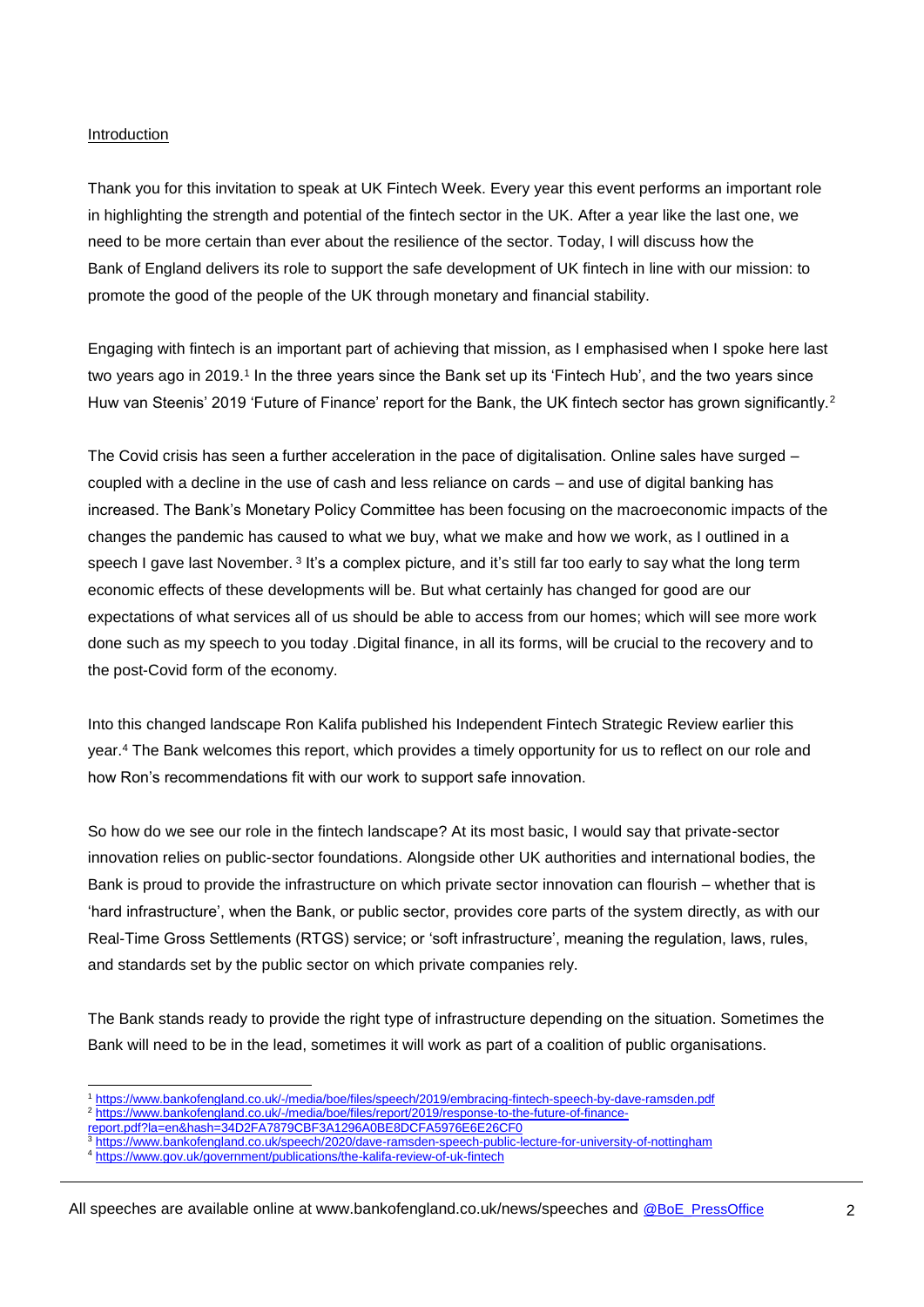Introduction

Thank you for this invitation to speak at UK Fintech Week. Every year this event performs an important role in highlighting the strength and potential of the fintech sector in the UK. After a year like the last one, we need to be more certain than ever about the resilience of the sector. Today, I will discuss how the Bank of England delivers its role to support the safe development of UK fintech in line with our mission: to promote the good of the people of the UK through monetary and financial stability.

Engaging with fintech is an important part of achieving that mission, as I emphasised when I spoke here last two years ago in 2019.[1] In the three years since the Bank set up its 'Fintech Hub', and the two years since Huw van Steenis' 2019 'Future of Finance' report for the Bank, the UK fintech sector has grown significantly.[2]

The Covid crisis has seen a further acceleration in the pace of digitalisation. Online sales have surged – coupled with a decline in the use of cash and less reliance on cards – and use of digital banking has increased. The Bank's Monetary Policy Committee has been focusing on the macroeconomic impacts of the changes the pandemic has caused to what we buy, what we make and how we work, as I outlined in a speech I gave last November. [3] It's a complex picture, and it's still far too early to say what the long term economic effects of these developments will be. But what certainly has changed for good are our expectations of what services all of us should be able to access from our homes; which will see more work done such as my speech to you today .Digital finance, in all its forms, will be crucial to the recovery and to the post-Covid form of the economy.

Into this changed landscape Ron Kalifa published his Independent Fintech Strategic Review earlier this year.[4] The Bank welcomes this report, which provides a timely opportunity for us to reflect on our role and how Ron's recommendations fit with our work to support safe innovation.

So how do we see our role in the fintech landscape? At its most basic, I would say that private-sector innovation relies on public-sector foundations. Alongside other UK authorities and international bodies, the Bank is proud to provide the infrastructure on which private sector innovation can flourish – whether that is 'hard infrastructure', when the Bank, or public sector, provides core parts of the system directly, as with our Real-Time Gross Settlements (RTGS) service; or 'soft infrastructure', meaning the regulation, laws, rules, and standards set by the public sector on which private companies rely.

The Bank stands ready to provide the right type of infrastructure depending on the situation. Sometimes the Bank will need to be in the lead, sometimes it will work as part of a coalition of public organisations.

---

[1] https://www.bankofengland.co.uk/-/media/boe/files/speech/2019/embracing-fintech-speech-by-dave-ramsden.pdf

[2] https://www.bankofengland.co.uk/-/media/boe/files/report/2019/response-to-the-future-of-finance-report.pdf?la=en&hash=34D2FA7879CBF3A1296A0BE8DCFA5976E6E26CF0

[3] https://www.bankofengland.co.uk/speech/2020/dave-ramsden-speech-public-lecture-for-university-of-nottingham

[4] https://www.gov.uk/government/publications/the-kalifa-review-of-uk-fintech

All speeches are available online at www.bankofengland.co.uk/news/speeches and @BoE_PressOffice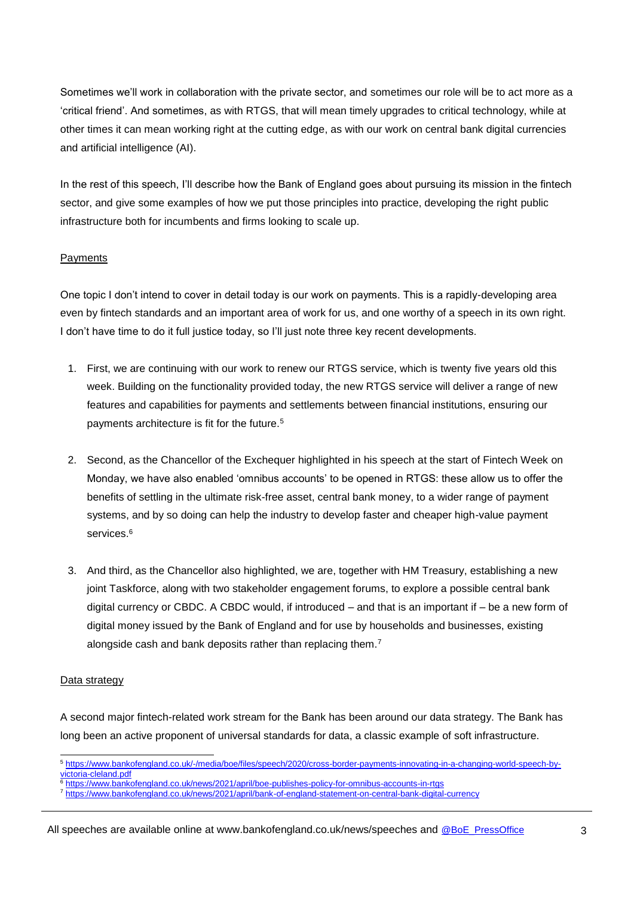Sometimes we'll work in collaboration with the private sector, and sometimes our role will be to act more as a 'critical friend'. And sometimes, as with RTGS, that will mean timely upgrades to critical technology, while at other times it can mean working right at the cutting edge, as with our work on central bank digital currencies and artificial intelligence (AI).

In the rest of this speech, I'll describe how the Bank of England goes about pursuing its mission in the fintech sector, and give some examples of how we put those principles into practice, developing the right public infrastructure both for incumbents and firms looking to scale up.

## Payments

One topic I don't intend to cover in detail today is our work on payments. This is a rapidly-developing area even by fintech standards and an important area of work for us, and one worthy of a speech in its own right. I don't have time to do it full justice today, so I'll just note three key recent developments.

1. First, we are continuing with our work to renew our RTGS service, which is twenty five years old this week. Building on the functionality provided today, the new RTGS service will deliver a range of new features and capabilities for payments and settlements between financial institutions, ensuring our payments architecture is fit for the future.[5]

2. Second, as the Chancellor of the Exchequer highlighted in his speech at the start of Fintech Week on Monday, we have also enabled 'omnibus accounts' to be opened in RTGS: these allow us to offer the benefits of settling in the ultimate risk-free asset, central bank money, to a wider range of payment systems, and by so doing can help the industry to develop faster and cheaper high-value payment services.[6]

3. And third, as the Chancellor also highlighted, we are, together with HM Treasury, establishing a new joint Taskforce, along with two stakeholder engagement forums, to explore a possible central bank digital currency or CBDC. A CBDC would, if introduced – and that is an important if – be a new form of digital money issued by the Bank of England and for use by households and businesses, existing alongside cash and bank deposits rather than replacing them.[7]

## Data strategy

A second major fintech-related work stream for the Bank has been around our data strategy. The Bank has long been an active proponent of universal standards for data, a classic example of soft infrastructure.

---

[5] https://www.bankofengland.co.uk/-/media/boe/files/speech/2020/cross-border-payments-innovating-in-a-changing-world-speech-by-victoria-cleland.pdf

[6] https://www.bankofengland.co.uk/news/2021/april/boe-publishes-policy-for-omnibus-accounts-in-rtgs

[7] https://www.bankofengland.co.uk/news/2021/april/bank-of-england-statement-on-central-bank-digital-currency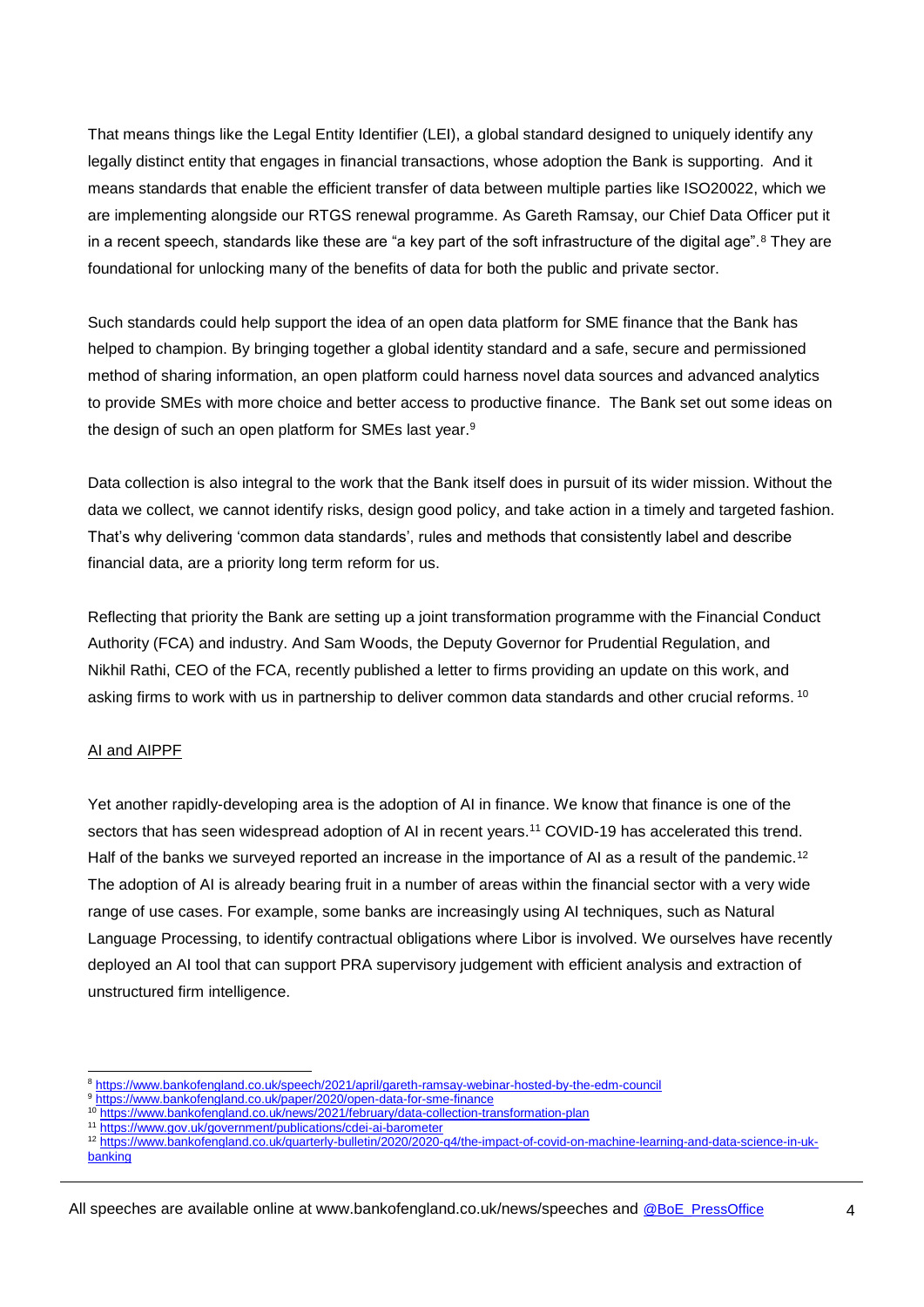That means things like the Legal Entity Identifier (LEI), a global standard designed to uniquely identify any legally distinct entity that engages in financial transactions, whose adoption the Bank is supporting. And it means standards that enable the efficient transfer of data between multiple parties like ISO20022, which we are implementing alongside our RTGS renewal programme. As Gareth Ramsay, our Chief Data Officer put it in a recent speech, standards like these are "a key part of the soft infrastructure of the digital age".[8] They are foundational for unlocking many of the benefits of data for both the public and private sector.

Such standards could help support the idea of an open data platform for SME finance that the Bank has helped to champion. By bringing together a global identity standard and a safe, secure and permissioned method of sharing information, an open platform could harness novel data sources and advanced analytics to provide SMEs with more choice and better access to productive finance. The Bank set out some ideas on the design of such an open platform for SMEs last year.[9]

Data collection is also integral to the work that the Bank itself does in pursuit of its wider mission. Without the data we collect, we cannot identify risks, design good policy, and take action in a timely and targeted fashion. That's why delivering 'common data standards', rules and methods that consistently label and describe financial data, are a priority long term reform for us.

Reflecting that priority the Bank are setting up a joint transformation programme with the Financial Conduct Authority (FCA) and industry. And Sam Woods, the Deputy Governor for Prudential Regulation, and Nikhil Rathi, CEO of the FCA, recently published a letter to firms providing an update on this work, and asking firms to work with us in partnership to deliver common data standards and other crucial reforms.[10]

## AI and AIPPF

Yet another rapidly-developing area is the adoption of AI in finance. We know that finance is one of the sectors that has seen widespread adoption of AI in recent years.[11] COVID-19 has accelerated this trend. Half of the banks we surveyed reported an increase in the importance of AI as a result of the pandemic.[12] The adoption of AI is already bearing fruit in a number of areas within the financial sector with a very wide range of use cases. For example, some banks are increasingly using AI techniques, such as Natural Language Processing, to identify contractual obligations where Libor is involved. We ourselves have recently deployed an AI tool that can support PRA supervisory judgement with efficient analysis and extraction of unstructured firm intelligence.

---

[8] https://www.bankofengland.co.uk/speech/2021/april/gareth-ramsay-webinar-hosted-by-the-edm-council

[9] https://www.bankofengland.co.uk/paper/2020/open-data-for-sme-finance

[10] https://www.bankofengland.co.uk/news/2021/february/data-collection-transformation-plan

[11] https://www.gov.uk/government/publications/cdei-ai-barometer

[12] https://www.bankofengland.co.uk/quarterly-bulletin/2020/2020-q4/the-impact-of-covid-on-machine-learning-and-data-science-in-uk-banking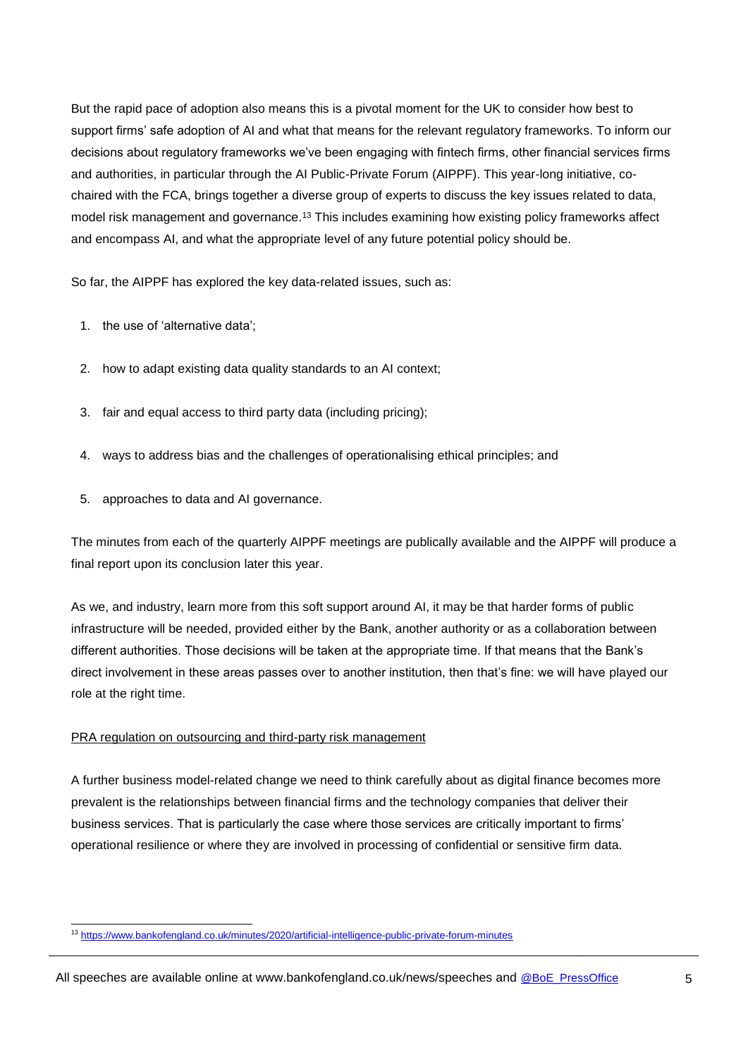But the rapid pace of adoption also means this is a pivotal moment for the UK to consider how best to support firms' safe adoption of AI and what that means for the relevant regulatory frameworks. To inform our decisions about regulatory frameworks we've been engaging with fintech firms, other financial services firms and authorities, in particular through the AI Public-Private Forum (AIPPF). This year-long initiative, co-chaired with the FCA, brings together a diverse group of experts to discuss the key issues related to data, model risk management and governance.[13] This includes examining how existing policy frameworks affect and encompass AI, and what the appropriate level of any future potential policy should be.

So far, the AIPPF has explored the key data-related issues, such as:

1. the use of 'alternative data';
2. how to adapt existing data quality standards to an AI context;
3. fair and equal access to third party data (including pricing);
4. ways to address bias and the challenges of operationalising ethical principles; and
5. approaches to data and AI governance.

The minutes from each of the quarterly AIPPF meetings are publically available and the AIPPF will produce a final report upon its conclusion later this year.

As we, and industry, learn more from this soft support around AI, it may be that harder forms of public infrastructure will be needed, provided either by the Bank, another authority or as a collaboration between different authorities. Those decisions will be taken at the appropriate time. If that means that the Bank's direct involvement in these areas passes over to another institution, then that's fine: we will have played our role at the right time.

PRA regulation on outsourcing and third-party risk management

A further business model-related change we need to think carefully about as digital finance becomes more prevalent is the relationships between financial firms and the technology companies that deliver their business services. That is particularly the case where those services are critically important to firms' operational resilience or where they are involved in processing of confidential or sensitive firm data.

[13] https://www.bankofengland.co.uk/minutes/2020/artificial-intelligence-public-private-forum-minutes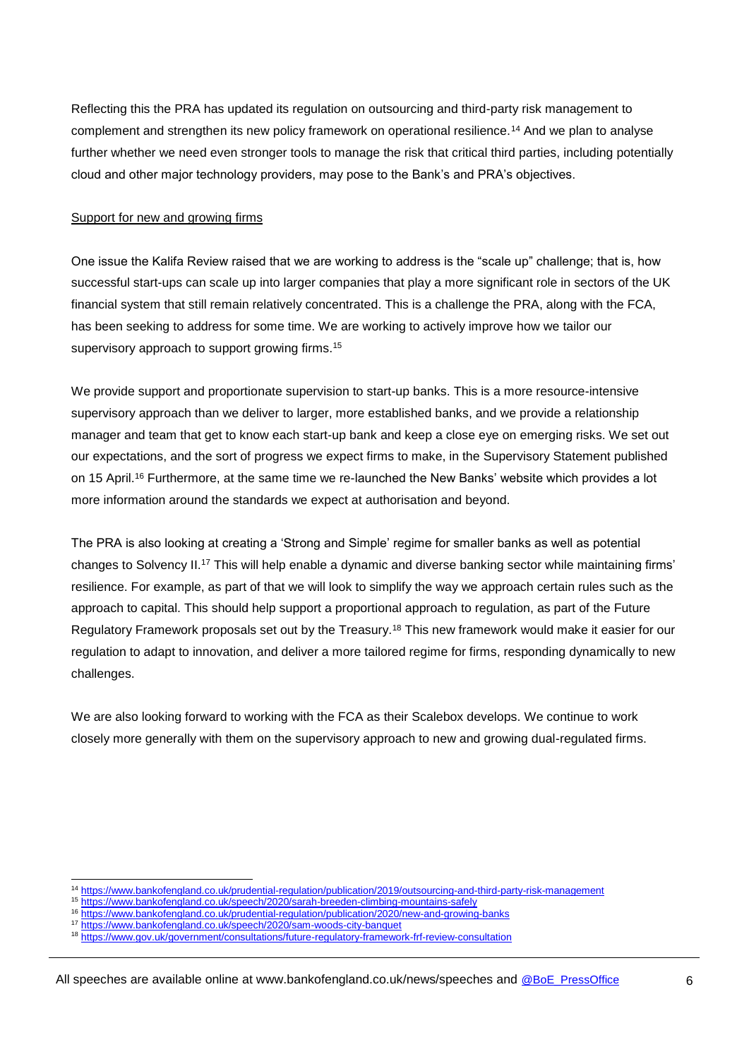Reflecting this the PRA has updated its regulation on outsourcing and third-party risk management to complement and strengthen its new policy framework on operational resilience.[14] And we plan to analyse further whether we need even stronger tools to manage the risk that critical third parties, including potentially cloud and other major technology providers, may pose to the Bank's and PRA's objectives.

Support for new and growing firms

One issue the Kalifa Review raised that we are working to address is the "scale up" challenge; that is, how successful start-ups can scale up into larger companies that play a more significant role in sectors of the UK financial system that still remain relatively concentrated. This is a challenge the PRA, along with the FCA, has been seeking to address for some time. We are working to actively improve how we tailor our supervisory approach to support growing firms.[15]

We provide support and proportionate supervision to start-up banks. This is a more resource-intensive supervisory approach than we deliver to larger, more established banks, and we provide a relationship manager and team that get to know each start-up bank and keep a close eye on emerging risks. We set out our expectations, and the sort of progress we expect firms to make, in the Supervisory Statement published on 15 April.[16] Furthermore, at the same time we re-launched the New Banks' website which provides a lot more information around the standards we expect at authorisation and beyond.

The PRA is also looking at creating a 'Strong and Simple' regime for smaller banks as well as potential changes to Solvency II.[17] This will help enable a dynamic and diverse banking sector while maintaining firms' resilience. For example, as part of that we will look to simplify the way we approach certain rules such as the approach to capital. This should help support a proportional approach to regulation, as part of the Future Regulatory Framework proposals set out by the Treasury.[18] This new framework would make it easier for our regulation to adapt to innovation, and deliver a more tailored regime for firms, responding dynamically to new challenges.

We are also looking forward to working with the FCA as their Scalebox develops. We continue to work closely more generally with them on the supervisory approach to new and growing dual-regulated firms.

---

[14] https://www.bankofengland.co.uk/prudential-regulation/publication/2019/outsourcing-and-third-party-risk-management

[15] https://www.bankofengland.co.uk/speech/2020/sarah-breeden-climbing-mountains-safely

[16] https://www.bankofengland.co.uk/prudential-regulation/publication/2020/new-and-growing-banks

[17] https://www.bankofengland.co.uk/speech/2020/sam-woods-city-banquet

[18] https://www.gov.uk/government/consultations/future-regulatory-framework-frf-review-consultation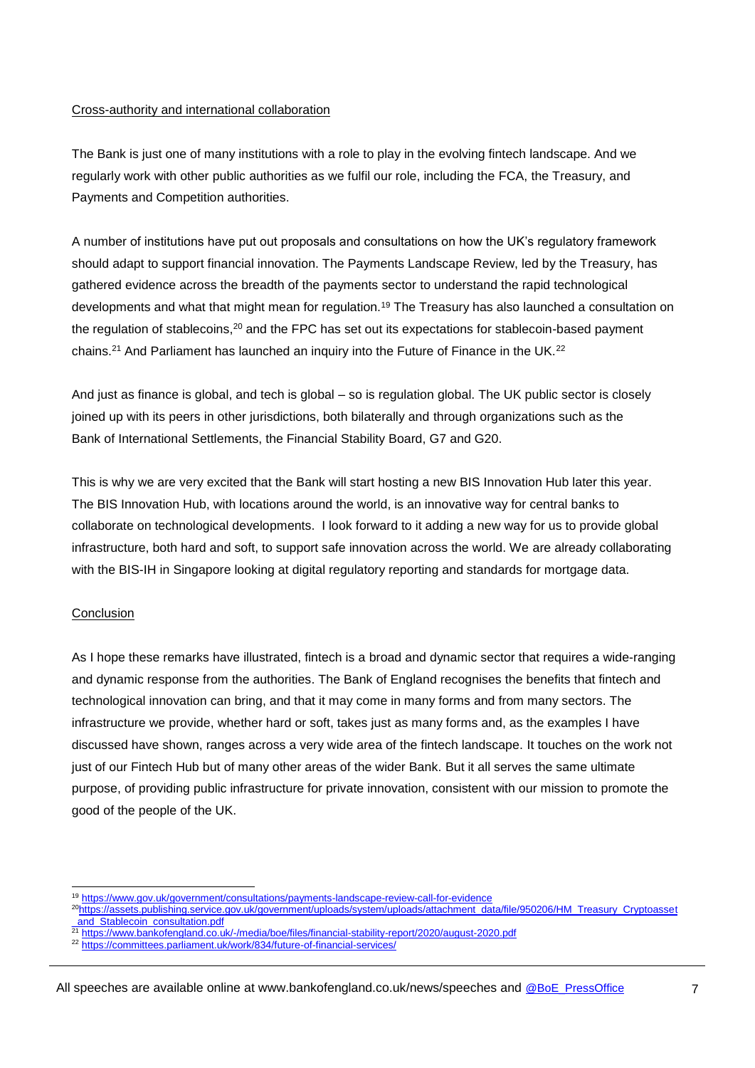Cross-authority and international collaboration

The Bank is just one of many institutions with a role to play in the evolving fintech landscape. And we regularly work with other public authorities as we fulfil our role, including the FCA, the Treasury, and Payments and Competition authorities.

A number of institutions have put out proposals and consultations on how the UK's regulatory framework should adapt to support financial innovation. The Payments Landscape Review, led by the Treasury, has gathered evidence across the breadth of the payments sector to understand the rapid technological developments and what that might mean for regulation.[19] The Treasury has also launched a consultation on the regulation of stablecoins,[20] and the FPC has set out its expectations for stablecoin-based payment chains.[21] And Parliament has launched an inquiry into the Future of Finance in the UK.[22]

And just as finance is global, and tech is global – so is regulation global. The UK public sector is closely joined up with its peers in other jurisdictions, both bilaterally and through organizations such as the Bank of International Settlements, the Financial Stability Board, G7 and G20.

This is why we are very excited that the Bank will start hosting a new BIS Innovation Hub later this year. The BIS Innovation Hub, with locations around the world, is an innovative way for central banks to collaborate on technological developments. I look forward to it adding a new way for us to provide global infrastructure, both hard and soft, to support safe innovation across the world. We are already collaborating with the BIS-IH in Singapore looking at digital regulatory reporting and standards for mortgage data.

Conclusion

As I hope these remarks have illustrated, fintech is a broad and dynamic sector that requires a wide-ranging and dynamic response from the authorities. The Bank of England recognises the benefits that fintech and technological innovation can bring, and that it may come in many forms and from many sectors. The infrastructure we provide, whether hard or soft, takes just as many forms and, as the examples I have discussed have shown, ranges across a very wide area of the fintech landscape. It touches on the work not just of our Fintech Hub but of many other areas of the wider Bank. But it all serves the same ultimate purpose, of providing public infrastructure for private innovation, consistent with our mission to promote the good of the people of the UK.

---

[19] https://www.gov.uk/government/consultations/payments-landscape-review-call-for-evidence

[20] https://assets.publishing.service.gov.uk/government/uploads/system/uploads/attachment_data/file/950206/HM_Treasury_Cryptoasset_and_Stablecoin_consultation.pdf

[21] https://www.bankofengland.co.uk/-/media/boe/files/financial-stability-report/2020/august-2020.pdf

[22] https://committees.parliament.uk/work/834/future-of-financial-services/